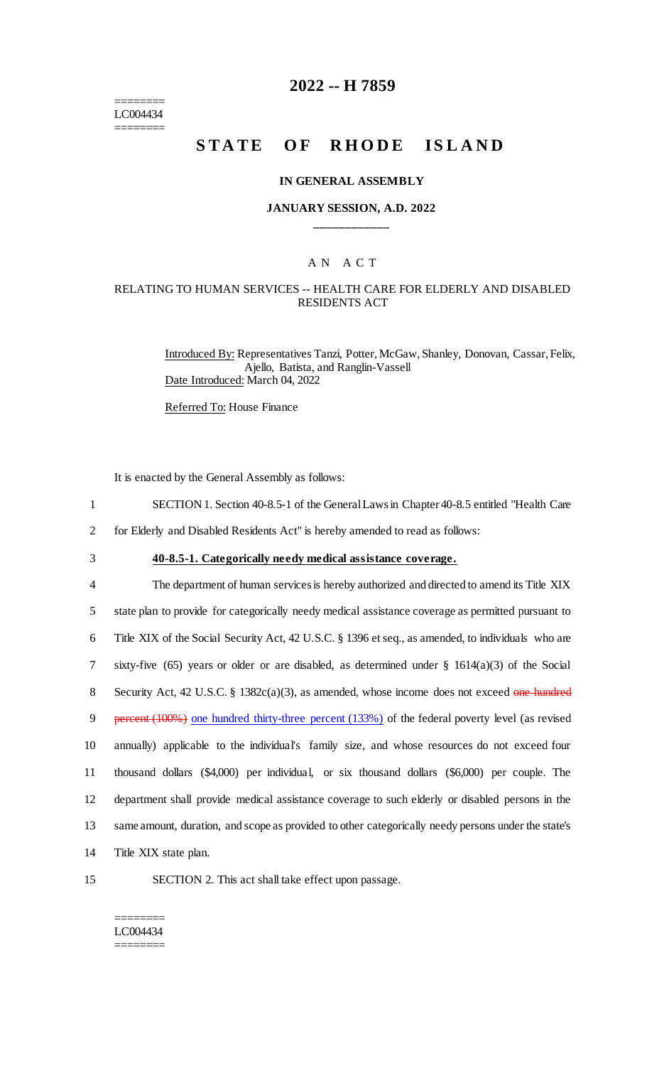========
LC004434
========

# 2022 -- H 7859

# STATE OF RHODE ISLAND

### IN GENERAL ASSEMBLY

### JANUARY SESSION, A.D. 2022

____________

A N A C T

RELATING TO HUMAN SERVICES -- HEALTH CARE FOR ELDERLY AND DISABLED RESIDENTS ACT

Introduced By: Representatives Tanzi, Potter, McGaw, Shanley, Donovan, Cassar, Felix, Ajello, Batista, and Ranglin-Vassell

Date Introduced: March 04, 2022

Referred To: House Finance

It is enacted by the General Assembly as follows:

1 SECTION 1. Section 40-8.5-1 of the General Laws in Chapter 40-8.5 entitled "Health Care
2 for Elderly and Disabled Residents Act" is hereby amended to read as follows:

3 **40-8.5-1. Categorically needy medical assistance coverage.**

4 The department of human services is hereby authorized and directed to amend its Title XIX
5 state plan to provide for categorically needy medical assistance coverage as permitted pursuant to
6 Title XIX of the Social Security Act, 42 U.S.C. § 1396 et seq., as amended, to individuals who are
7 sixty-five (65) years or older or are disabled, as determined under § 1614(a)(3) of the Social
8 Security Act, 42 U.S.C. § 1382c(a)(3), as amended, whose income does not exceed ~~one hundred~~
9 ~~percent (100%)~~ one hundred thirty-three percent (133%) of the federal poverty level (as revised
10 annually) applicable to the individual's family size, and whose resources do not exceed four
11 thousand dollars ($4,000) per individual, or six thousand dollars ($6,000) per couple. The
12 department shall provide medical assistance coverage to such elderly or disabled persons in the
13 same amount, duration, and scope as provided to other categorically needy persons under the state's
14 Title XIX state plan.

15 SECTION 2. This act shall take effect upon passage.

========
LC004434
========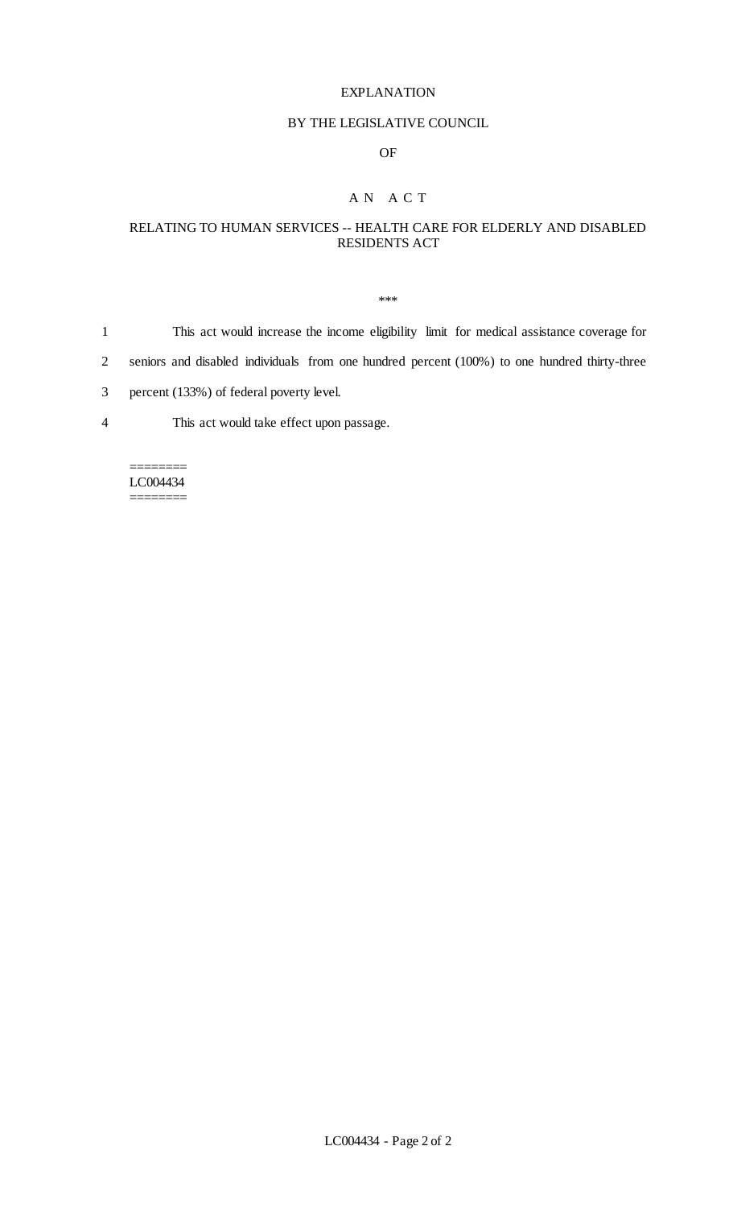EXPLANATION

BY THE LEGISLATIVE COUNCIL

OF

A N A C T

RELATING TO HUMAN SERVICES -- HEALTH CARE FOR ELDERLY AND DISABLED RESIDENTS ACT

\*\*\*

This act would increase the income eligibility limit for medical assistance coverage for seniors and disabled individuals from one hundred percent (100%) to one hundred thirty-three percent (133%) of federal poverty level.

This act would take effect upon passage.

========
LC004434
========